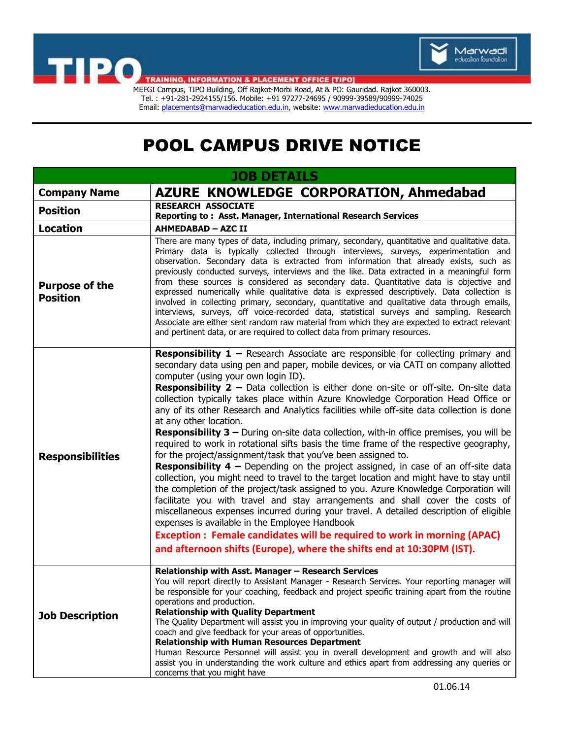# TIPO

**TRAINING, INFORMATION & PLACEMENT OFFICE [TIPO]**

Marwadi education foundation

MEFGI Campus, TIPO Building, Off Rajkot-Morbi Road, At & PO: Gauridad. Rajkot 360003.
Tel. : +91-281-2924155/156. Mobile: +91 97277-24695 / 90999-39589/90999-74025
Email: placements@marwadieducation.edu.in, website: www.marwadieducation.edu.in

# POOL CAMPUS DRIVE NOTICE

| JOB DETAILS | |
|---|---|
| **Company Name** | **AZURE KNOWLEDGE CORPORATION, Ahmedabad** |
| **Position** | **RESEARCH ASSOCIATE**<br>**Reporting to : Asst. Manager, International Research Services** |
| **Location** | **AHMEDABAD – AZC II** |
| **Purpose of the Position** | There are many types of data, including primary, secondary, quantitative and qualitative data. Primary data is typically collected through interviews, surveys, experimentation and observation. Secondary data is extracted from information that already exists, such as previously conducted surveys, interviews and the like. Data extracted in a meaningful form from these sources is considered as secondary data. Quantitative data is objective and expressed numerically while qualitative data is expressed descriptively. Data collection is involved in collecting primary, secondary, quantitative and qualitative data through emails, interviews, surveys, off voice-recorded data, statistical surveys and sampling. Research Associate are either sent random raw material from which they are expected to extract relevant and pertinent data, or are required to collect data from primary resources. |
| **Responsibilities** | **Responsibility 1 –** Research Associate are responsible for collecting primary and secondary data using pen and paper, mobile devices, or via CATI on company allotted computer (using your own login ID).<br>**Responsibility 2 –** Data collection is either done on-site or off-site. On-site data collection typically takes place within Azure Knowledge Corporation Head Office or any of its other Research and Analytics facilities while off-site data collection is done at any other location.<br>**Responsibility 3 –** During on-site data collection, with-in office premises, you will be required to work in rotational sifts basis the time frame of the respective geography, for the project/assignment/task that you've been assigned to.<br>**Responsibility 4 –** Depending on the project assigned, in case of an off-site data collection, you might need to travel to the target location and might have to stay until the completion of the project/task assigned to you. Azure Knowledge Corporation will facilitate you with travel and stay arrangements and shall cover the costs of miscellaneous expenses incurred during your travel. A detailed description of eligible expenses is available in the Employee Handbook<br>**Exception : Female candidates will be required to work in morning (APAC) and afternoon shifts (Europe), where the shifts end at 10:30PM (IST).** |
| **Job Description** | **Relationship with Asst. Manager – Research Services**<br>You will report directly to Assistant Manager - Research Services. Your reporting manager will be responsible for your coaching, feedback and project specific training apart from the routine operations and production.<br>**Relationship with Quality Department**<br>The Quality Department will assist you in improving your quality of output / production and will coach and give feedback for your areas of opportunities.<br>**Relationship with Human Resources Department**<br>Human Resource Personnel will assist you in overall development and growth and will also assist you in understanding the work culture and ethics apart from addressing any queries or concerns that you might have |

01.06.14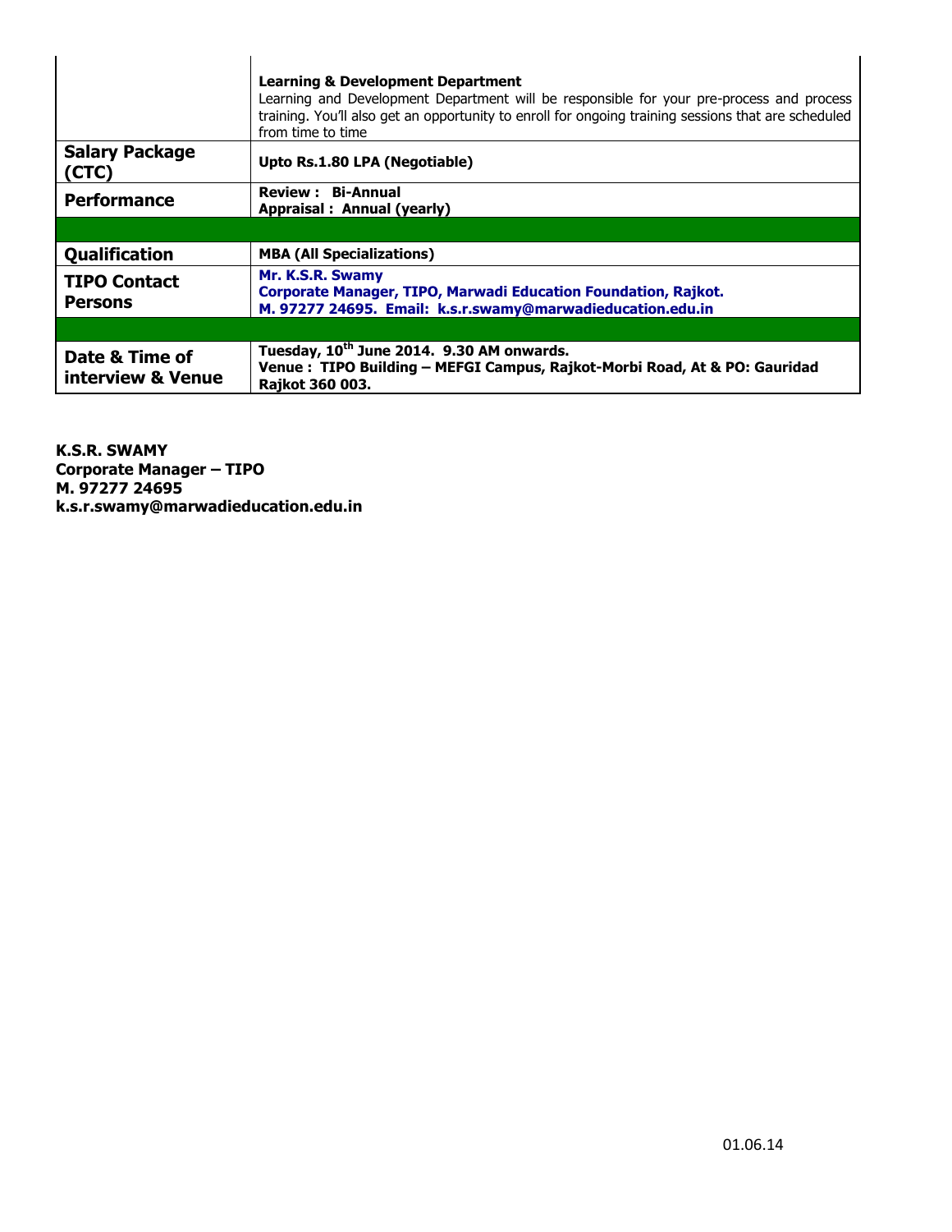| | |
|---|---|
| | **Learning & Development Department**<br>Learning and Development Department will be responsible for your pre-process and process training. You'll also get an opportunity to enroll for ongoing training sessions that are scheduled from time to time |
| **Salary Package (CTC)** | **Upto Rs.1.80 LPA (Negotiable)** |
| **Performance** | **Review : Bi-Annual**<br>**Appraisal : Annual (yearly)** |
| | |
| **Qualification** | **MBA (All Specializations)** |
| **TIPO Contact Persons** | **Mr. K.S.R. Swamy**<br>**Corporate Manager, TIPO, Marwadi Education Foundation, Rajkot.**<br>**M. 97277 24695. Email: k.s.r.swamy@marwadieducation.edu.in** |
| | |
| **Date & Time of interview & Venue** | **Tuesday, 10th June 2014. 9.30 AM onwards.**<br>**Venue : TIPO Building – MEFGI Campus, Rajkot-Morbi Road, At & PO: Gauridad Rajkot 360 003.** |

**K.S.R. SWAMY**
**Corporate Manager – TIPO**
**M. 97277 24695**
**k.s.r.swamy@marwadieducation.edu.in**

01.06.14